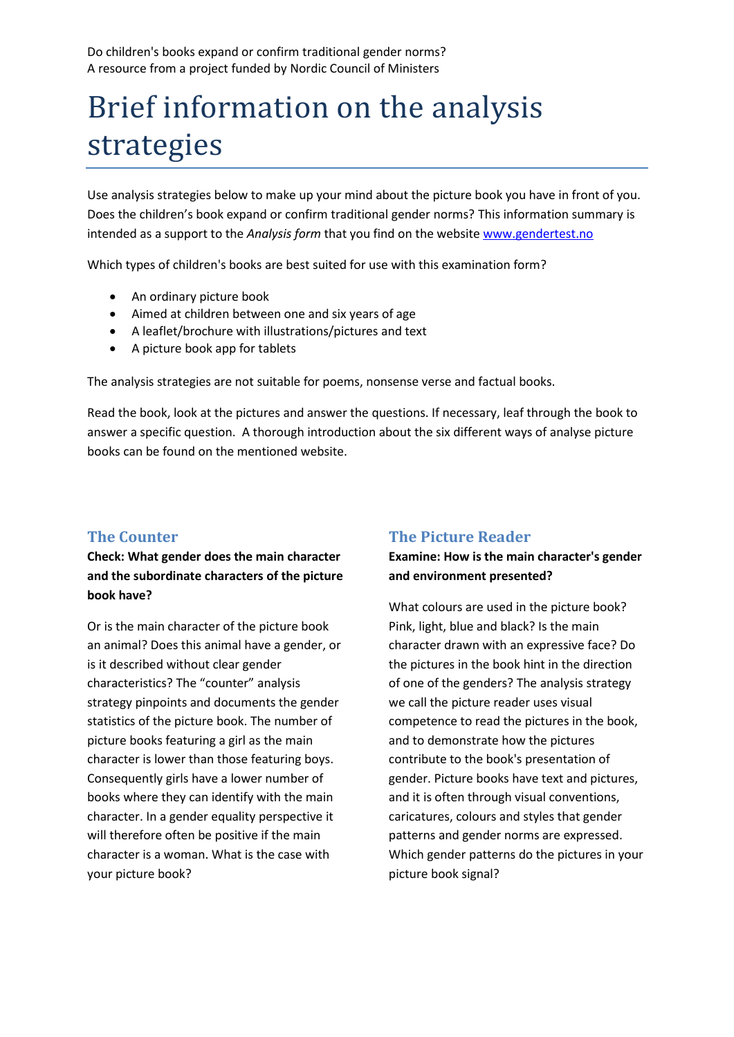Do children's books expand or confirm traditional gender norms?
A resource from a project funded by Nordic Council of Ministers

# Brief information on the analysis strategies

Use analysis strategies below to make up your mind about the picture book you have in front of you. Does the children's book expand or confirm traditional gender norms? This information summary is intended as a support to the *Analysis form* that you find on the website www.gendertest.no

Which types of children's books are best suited for use with this examination form?

- An ordinary picture book
- Aimed at children between one and six years of age
- A leaflet/brochure with illustrations/pictures and text
- A picture book app for tablets

The analysis strategies are not suitable for poems, nonsense verse and factual books.

Read the book, look at the pictures and answer the questions. If necessary, leaf through the book to answer a specific question. A thorough introduction about the six different ways of analyse picture books can be found on the mentioned website.

## The Counter

**Check: What gender does the main character and the subordinate characters of the picture book have?**

Or is the main character of the picture book an animal? Does this animal have a gender, or is it described without clear gender characteristics? The "counter" analysis strategy pinpoints and documents the gender statistics of the picture book. The number of picture books featuring a girl as the main character is lower than those featuring boys. Consequently girls have a lower number of books where they can identify with the main character. In a gender equality perspective it will therefore often be positive if the main character is a woman. What is the case with your picture book?

## The Picture Reader

**Examine: How is the main character's gender and environment presented?**

What colours are used in the picture book? Pink, light, blue and black? Is the main character drawn with an expressive face? Do the pictures in the book hint in the direction of one of the genders? The analysis strategy we call the picture reader uses visual competence to read the pictures in the book, and to demonstrate how the pictures contribute to the book's presentation of gender. Picture books have text and pictures, and it is often through visual conventions, caricatures, colours and styles that gender patterns and gender norms are expressed. Which gender patterns do the pictures in your picture book signal?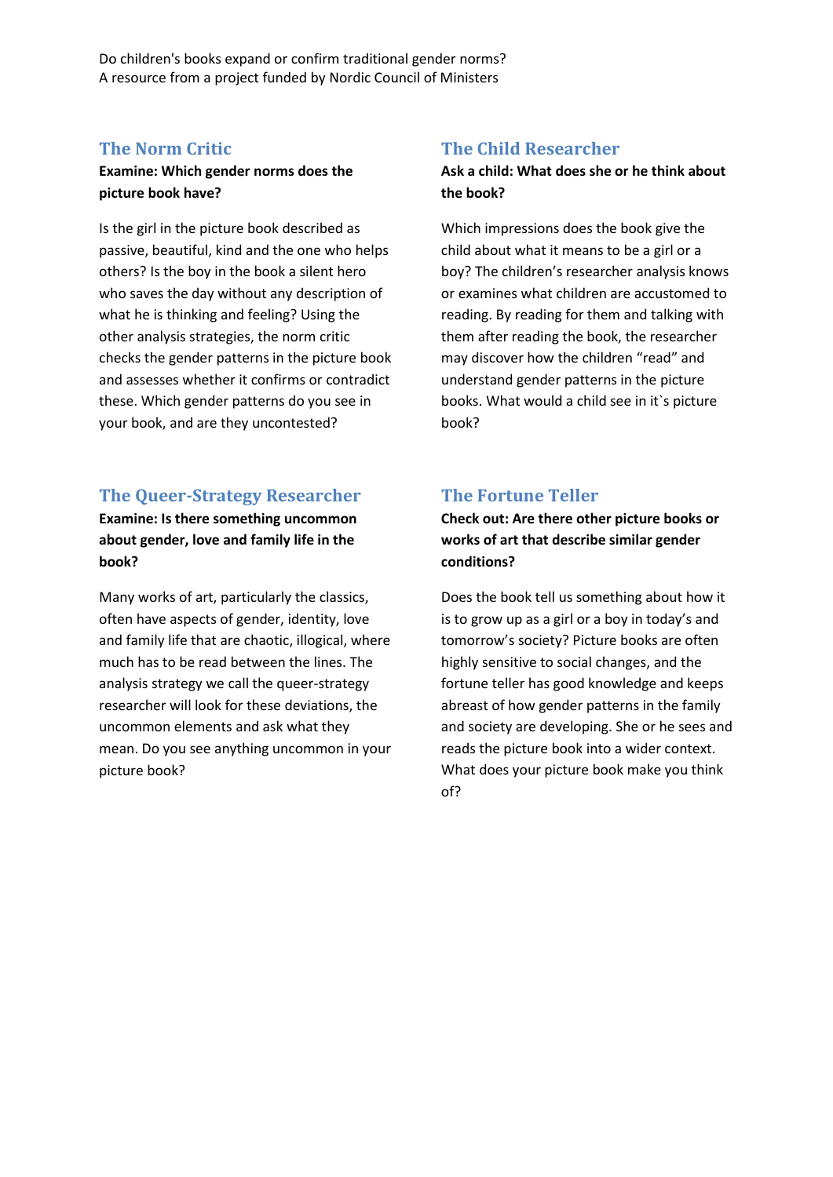Do children's books expand or confirm traditional gender norms?
A resource from a project funded by Nordic Council of Ministers

## The Norm Critic

**Examine: Which gender norms does the picture book have?**

Is the girl in the picture book described as passive, beautiful, kind and the one who helps others? Is the boy in the book a silent hero who saves the day without any description of what he is thinking and feeling? Using the other analysis strategies, the norm critic checks the gender patterns in the picture book and assesses whether it confirms or contradict these. Which gender patterns do you see in your book, and are they uncontested?

## The Child Researcher

**Ask a child: What does she or he think about the book?**

Which impressions does the book give the child about what it means to be a girl or a boy? The children's researcher analysis knows or examines what children are accustomed to reading. By reading for them and talking with them after reading the book, the researcher may discover how the children "read" and understand gender patterns in the picture books. What would a child see in it`s picture book?

## The Queer-Strategy Researcher

**Examine: Is there something uncommon about gender, love and family life in the book?**

Many works of art, particularly the classics, often have aspects of gender, identity, love and family life that are chaotic, illogical, where much has to be read between the lines. The analysis strategy we call the queer-strategy researcher will look for these deviations, the uncommon elements and ask what they mean. Do you see anything uncommon in your picture book?

## The Fortune Teller

**Check out: Are there other picture books or works of art that describe similar gender conditions?**

Does the book tell us something about how it is to grow up as a girl or a boy in today's and tomorrow's society? Picture books are often highly sensitive to social changes, and the fortune teller has good knowledge and keeps abreast of how gender patterns in the family and society are developing. She or he sees and reads the picture book into a wider context. What does your picture book make you think of?